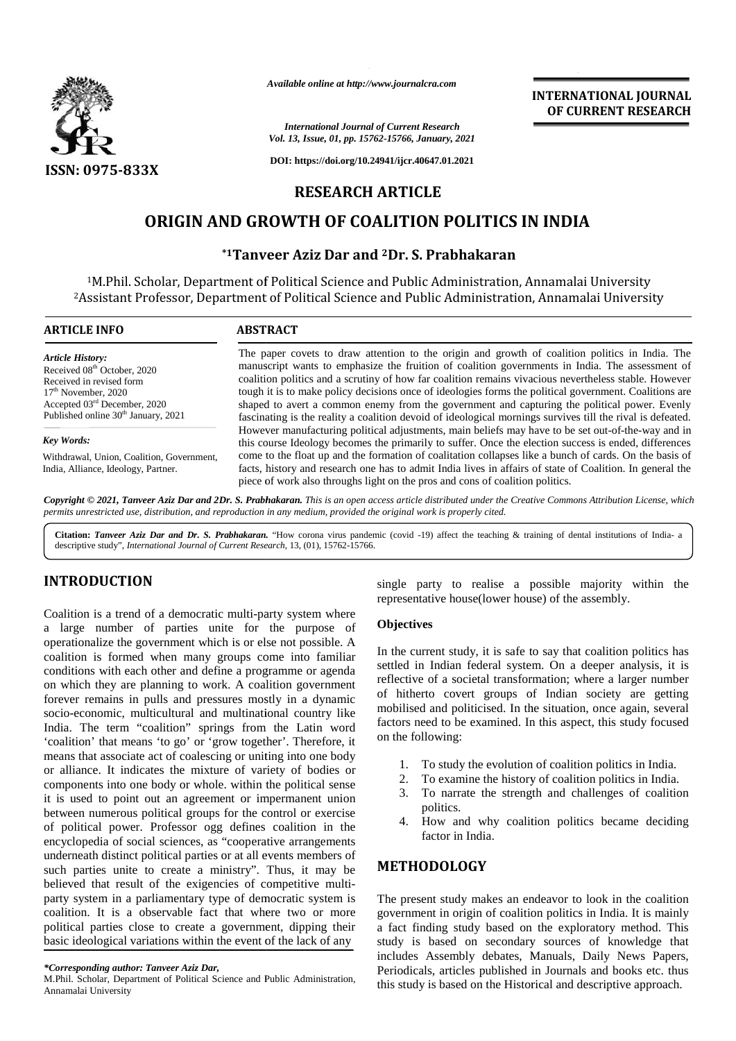ISSN: 0975-833X

*Available online at http://www.journalcra.com*

*International Journal of Current Research*
*Vol. 13, Issue, 01, pp. 15762-15766, January, 2021*

DOI: https://doi.org/10.24941/ijcr.40647.01.2021

**INTERNATIONAL JOURNAL OF CURRENT RESEARCH**

## RESEARCH ARTICLE

# ORIGIN AND GROWTH OF COALITION POLITICS IN INDIA

**\*1Tanveer Aziz Dar and 2Dr. S. Prabhakaran**

[1]M.Phil. Scholar, Department of Political Science and Public Administration, Annamalai University
[2]Assistant Professor, Department of Political Science and Public Administration, Annamalai University

**ARTICLE INFO**

***Article History:***
Received 08th October, 2020
Received in revised form
17th November, 2020
Accepted 03rd December, 2020
Published online 30th January, 2021

***Key Words:***
Withdrawal, Union, Coalition, Government, India, Alliance, Ideology, Partner.

**ABSTRACT**

The paper covets to draw attention to the origin and growth of coalition politics in India. The manuscript wants to emphasize the fruition of coalition governments in India. The assessment of coalition politics and a scrutiny of how far coalition remains vivacious nevertheless stable. However tough it is to make policy decisions once of ideologies forms the political government. Coalitions are shaped to avert a common enemy from the government and capturing the political power. Evenly fascinating is the reality a coalition devoid of ideological mornings survives till the rival is defeated. However manufacturing political adjustments, main beliefs may have to be set out-of-the-way and in this course Ideology becomes the primarily to suffer. Once the election success is ended, differences come to the float up and the formation of coalitation collapses like a bunch of cards. On the basis of facts, history and research one has to admit India lives in affairs of state of Coalition. In general the piece of work also throughs light on the pros and cons of coalition politics.

***Copyright © 2021, Tanveer Aziz Dar and 2Dr. S. Prabhakaran.** This is an open access article distributed under the Creative Commons Attribution License, which permits unrestricted use, distribution, and reproduction in any medium, provided the original work is properly cited.*

**Citation:** ***Tanveer Aziz Dar and Dr. S. Prabhakaran.*** "How corona virus pandemic (covid -19) affect the teaching & training of dental institutions of India- a descriptive study", *International Journal of Current Research*, 13, (01), 15762-15766.

## INTRODUCTION

Coalition is a trend of a democratic multi-party system where a large number of parties unite for the purpose of operationalize the government which is or else not possible. A coalition is formed when many groups come into familiar conditions with each other and define a programme or agenda on which they are planning to work. A coalition government forever remains in pulls and pressures mostly in a dynamic socio-economic, multicultural and multinational country like India. The term "coalition" springs from the Latin word 'coalition' that means 'to go' or 'grow together'. Therefore, it means that associate act of coalescing or uniting into one body or alliance. It indicates the mixture of variety of bodies or components into one body or whole. within the political sense it is used to point out an agreement or impermanent union between numerous political groups for the control or exercise of political power. Professor ogg defines coalition in the encyclopedia of social sciences, as "cooperative arrangements underneath distinct political parties or at all events members of such parties unite to create a ministry". Thus, it may be believed that result of the exigencies of competitive multi-party system in a parliamentary type of democratic system is coalition. It is a observable fact that where two or more political parties close to create a government, dipping their basic ideological variations within the event of the lack of any single party to realise a possible majority within the representative house(lower house) of the assembly.

### Objectives

In the current study, it is safe to say that coalition politics has settled in Indian federal system. On a deeper analysis, it is reflective of a societal transformation; where a larger number of hitherto covert groups of Indian society are getting mobilised and politicised. In the situation, once again, several factors need to be examined. In this aspect, this study focused on the following:

1. To study the evolution of coalition politics in India.
2. To examine the history of coalition politics in India.
3. To narrate the strength and challenges of coalition politics.
4. How and why coalition politics became deciding factor in India.

## METHODOLOGY

The present study makes an endeavor to look in the coalition government in origin of coalition politics in India. It is mainly a fact finding study based on the exploratory method. This study is based on secondary sources of knowledge that includes Assembly debates, Manuals, Daily News Papers, Periodicals, articles published in Journals and books etc. thus this study is based on the Historical and descriptive approach.

**\*Corresponding author: Tanveer Aziz Dar,**
M.Phil. Scholar, Department of Political Science and Public Administration, Annamalai University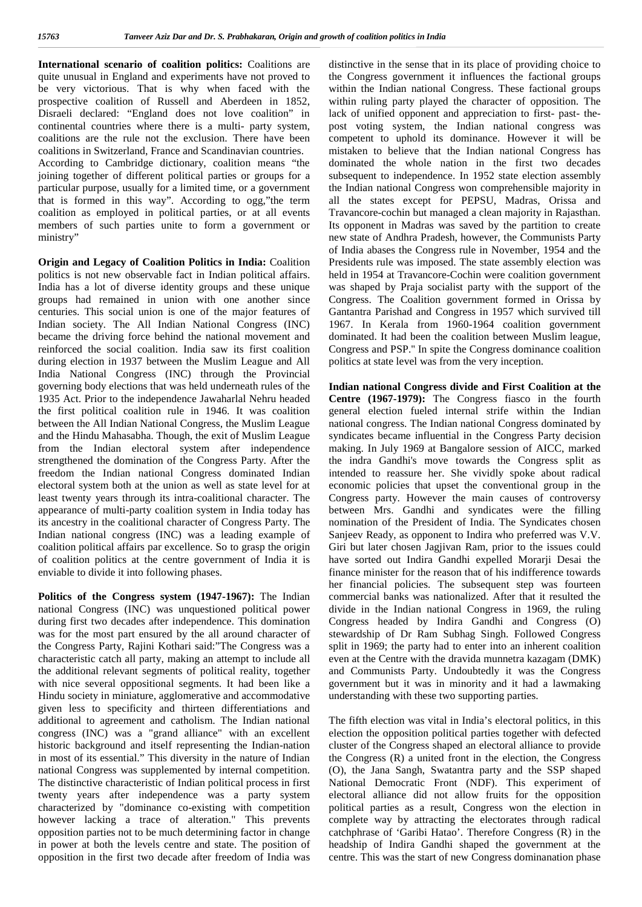**International scenario of coalition politics:** Coalitions are quite unusual in England and experiments have not proved to be very victorious. That is why when faced with the prospective coalition of Russell and Aberdeen in 1852, Disraeli declared: "England does not love coalition" in continental countries where there is a multi- party system, coalitions are the rule not the exclusion. There have been coalitions in Switzerland, France and Scandinavian countries. According to Cambridge dictionary, coalition means "the joining together of different political parties or groups for a particular purpose, usually for a limited time, or a government that is formed in this way". According to ogg,"the term coalition as employed in political parties, or at all events members of such parties unite to form a government or ministry"

**Origin and Legacy of Coalition Politics in India:** Coalition politics is not new observable fact in Indian political affairs. India has a lot of diverse identity groups and these unique groups had remained in union with one another since centuries. This social union is one of the major features of Indian society. The All Indian National Congress (INC) became the driving force behind the national movement and reinforced the social coalition. India saw its first coalition during election in 1937 between the Muslim League and All India National Congress (INC) through the Provincial governing body elections that was held underneath rules of the 1935 Act. Prior to the independence Jawaharlal Nehru headed the first political coalition rule in 1946. It was coalition between the All Indian National Congress, the Muslim League and the Hindu Mahasabha. Though, the exit of Muslim League from the Indian electoral system after independence strengthened the domination of the Congress Party. After the freedom the Indian national Congress dominated Indian electoral system both at the union as well as state level for at least twenty years through its intra-coalitional character. The appearance of multi-party coalition system in India today has its ancestry in the coalitional character of Congress Party. The Indian national congress (INC) was a leading example of coalition political affairs par excellence. So to grasp the origin of coalition politics at the centre government of India it is enviable to divide it into following phases.

**Politics of the Congress system (1947-1967):** The Indian national Congress (INC) was unquestioned political power during first two decades after independence. This domination was for the most part ensured by the all around character of the Congress Party, Rajini Kothari said:"The Congress was a characteristic catch all party, making an attempt to include all the additional relevant segments of political reality, together with nice several oppositional segments. It had been like a Hindu society in miniature, agglomerative and accommodative given less to specificity and thirteen differentiations and additional to agreement and catholism. The Indian national congress (INC) was a "grand alliance" with an excellent historic background and itself representing the Indian-nation in most of its essential." This diversity in the nature of Indian national Congress was supplemented by internal competition. The distinctive characteristic of Indian political process in first twenty years after independence was a party system characterized by "dominance co-existing with competition however lacking a trace of alteration." This prevents opposition parties not to be much determining factor in change in power at both the levels centre and state. The position of opposition in the first two decade after freedom of India was distinctive in the sense that in its place of providing choice to the Congress government it influences the factional groups within the Indian national Congress. These factional groups within ruling party played the character of opposition. The lack of unified opponent and appreciation to first- past- the-post voting system, the Indian national congress was competent to uphold its dominance. However it will be mistaken to believe that the Indian national Congress has dominated the whole nation in the first two decades subsequent to independence. In 1952 state election assembly the Indian national Congress won comprehensible majority in all the states except for PEPSU, Madras, Orissa and Travancore-cochin but managed a clean majority in Rajasthan. Its opponent in Madras was saved by the partition to create new state of Andhra Pradesh, however, the Communists Party of India abases the Congress rule in November, 1954 and the Presidents rule was imposed. The state assembly election was held in 1954 at Travancore-Cochin were coalition government was shaped by Praja socialist party with the support of the Congress. The Coalition government formed in Orissa by Gantantra Parishad and Congress in 1957 which survived till 1967. In Kerala from 1960-1964 coalition government dominated. It had been the coalition between Muslim league, Congress and PSP." In spite the Congress dominance coalition politics at state level was from the very inception.

**Indian national Congress divide and First Coalition at the Centre (1967-1979):** The Congress fiasco in the fourth general election fueled internal strife within the Indian national congress. The Indian national Congress dominated by syndicates became influential in the Congress Party decision making. In July 1969 at Bangalore session of AICC, marked the indra Gandhi's move towards the Congress split as intended to reassure her. She vividly spoke about radical economic policies that upset the conventional group in the Congress party. However the main causes of controversy between Mrs. Gandhi and syndicates were the filling nomination of the President of India. The Syndicates chosen Sanjeev Ready, as opponent to Indira who preferred was V.V. Giri but later chosen Jagjivan Ram, prior to the issues could have sorted out Indira Gandhi expelled Morarji Desai the finance minister for the reason that of his indifference towards her financial policies. The subsequent step was fourteen commercial banks was nationalized. After that it resulted the divide in the Indian national Congress in 1969, the ruling Congress headed by Indira Gandhi and Congress (O) stewardship of Dr Ram Subhag Singh. Followed Congress split in 1969; the party had to enter into an inherent coalition even at the Centre with the dravida munnetra kazagam (DMK) and Communists Party. Undoubtedly it was the Congress government but it was in minority and it had a lawmaking understanding with these two supporting parties.

The fifth election was vital in India's electoral politics, in this election the opposition political parties together with defected cluster of the Congress shaped an electoral alliance to provide the Congress (R) a united front in the election, the Congress (O), the Jana Sangh, Swatantra party and the SSP shaped National Democratic Front (NDF). This experiment of electoral alliance did not allow fruits for the opposition political parties as a result, Congress won the election in complete way by attracting the electorates through radical catchphrase of 'Garibi Hatao'. Therefore Congress (R) in the headship of Indira Gandhi shaped the government at the centre. This was the start of new Congress dominanation phase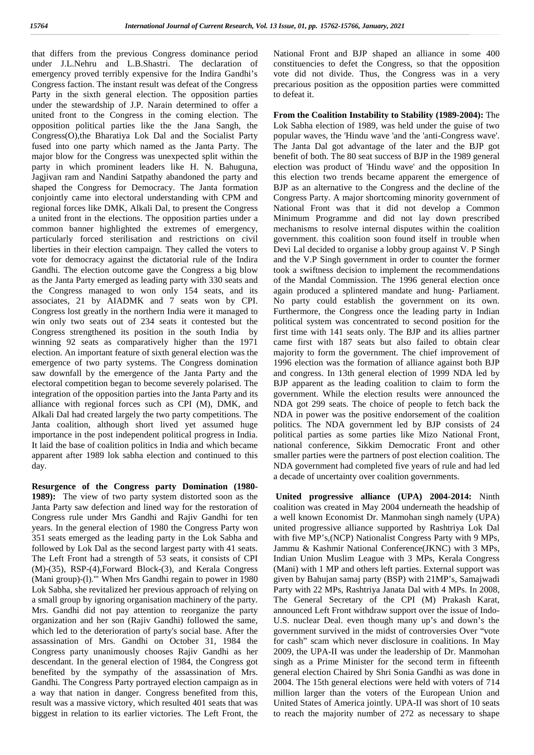that differs from the previous Congress dominance period under J.L.Nehru and L.B.Shastri. The declaration of emergency proved terribly expensive for the Indira Gandhi's Congress faction. The instant result was defeat of the Congress Party in the sixth general election. The opposition parties under the stewardship of J.P. Narain determined to offer a united front to the Congress in the coming election. The opposition political parties like the the Jana Sangh, the Congress(O),the Bharatiya Lok Dal and the Socialist Party fused into one party which named as the Janta Party. The major blow for the Congress was unexpected split within the party in which prominent leaders like H. N. Bahuguna, Jagjivan ram and Nandini Satpathy abandoned the party and shaped the Congress for Democracy. The Janta formation conjointly came into electoral understanding with CPM and regional forces like DMK, Alkali Dal, to present the Congress a united front in the elections. The opposition parties under a common banner highlighted the extremes of emergency, particularly forced sterilisation and restrictions on civil liberties in their election campaign. They called the voters to vote for democracy against the dictatorial rule of the Indira Gandhi. The election outcome gave the Congress a big blow as the Janta Party emerged as leading party with 330 seats and the Congress managed to won only 154 seats, and its associates, 21 by AIADMK and 7 seats won by CPI. Congress lost greatly in the northern India were it managed to win only two seats out of 234 seats it contested but the Congress strengthened its position in the south India by winning 92 seats as comparatively higher than the 1971 election. An important feature of sixth general election was the emergence of two party systems. The Congress domination saw downfall by the emergence of the Janta Party and the electoral competition began to become severely polarised. The integration of the opposition parties into the Janta Party and its alliance with regional forces such as CPI (M), DMK, and Alkali Dal had created largely the two party competitions. The Janta coalition, although short lived yet assumed huge importance in the post independent political progress in India. It laid the base of coalition politics in India and which became apparent after 1989 lok sabha election and continued to this day.

**Resurgence of the Congress party Domination (1980-1989):** The view of two party system distorted soon as the Janta Party saw defection and lined way for the restoration of Congress rule under Mrs Gandhi and Rajiv Gandhi for ten years. In the general election of 1980 the Congress Party won 351 seats emerged as the leading party in the Lok Sabha and followed by Lok Dal as the second largest party with 41 seats. The Left Front had a strength of 53 seats, it consists of CPI (M)-(35), RSP-(4),Forward Block-(3), and Kerala Congress (Mani group)-(l).''' When Mrs Gandhi regain to power in 1980 Lok Sabha, she revitalized her previous approach of relying on a small group by ignoring organisation machinery of the party. Mrs. Gandhi did not pay attention to reorganize the party organization and her son (Rajiv Gandhi) followed the same, which led to the deterioration of party's social base. After the assassination of Mrs. Gandhi on October 31, 1984 the Congress party unanimously chooses Rajiv Gandhi as her descendant. In the general election of 1984, the Congress got benefited by the sympathy of the assassination of Mrs. Gandhi. The Congress Party portrayed election campaign as in a way that nation in danger. Congress benefited from this, result was a massive victory, which resulted 401 seats that was biggest in relation to its earlier victories. The Left Front, the National Front and BJP shaped an alliance in some 400 constituencies to defet the Congress, so that the opposition vote did not divide. Thus, the Congress was in a very precarious position as the opposition parties were committed to defeat it.

**From the Coalition Instability to Stability (1989-2004):** The Lok Sabha election of 1989, was held under the guise of two popular waves, the 'Hindu wave 'and the 'anti-Congress wave'. The Janta Dal got advantage of the later and the BJP got benefit of both. The 80 seat success of BJP in the 1989 general election was product of 'Hindu wave' and the opposition In this election two trends became apparent the emergence of BJP as an alternative to the Congress and the decline of the Congress Party. A major shortcoming minority government of National Front was that it did not develop a Common Minimum Programme and did not lay down prescribed mechanisms to resolve internal disputes within the coalition government. this coalition soon found itself in trouble when Devi Lal decided to organise a lobby group against V. P Singh and the V.P Singh government in order to counter the former took a swiftness decision to implement the recommendations of the Mandal Commission. The 1996 general election once again produced a splintered mandate and hung- Parliament. No party could establish the government on its own. Furthermore, the Congress once the leading party in Indian political system was concentrated to second position for the first time with 141 seats only. The BJP and its allies partner came first with 187 seats but also failed to obtain clear majority to form the government. The chief improvement of 1996 election was the formation of alliance against both BJP and congress. In 13th general election of 1999 NDA led by BJP apparent as the leading coalition to claim to form the government. While the election results were announced the NDA got 299 seats. The choice of people to fetch back the NDA in power was the positive endorsement of the coalition politics. The NDA government led by BJP consists of 24 political parties as some parties like Mizo National Front, national conference, Sikkim Democratic Front and other smaller parties were the partners of post election coalition. The NDA government had completed five years of rule and had led a decade of uncertainty over coalition governments.

**United progressive alliance (UPA) 2004-2014:** Ninth coalition was created in May 2004 underneath the headship of a well known Economist Dr. Manmohan singh namely (UPA) united progressive alliance supported by Rashtriya Lok Dal with five MP's,(NCP) Nationalist Congress Party with 9 MPs, Jammu & Kashmir National Conference(JKNC) with 3 MPs, Indian Union Muslim League with 3 MPs, Kerala Congress (Mani) with 1 MP and others left parties. External support was given by Bahujan samaj party (BSP) with 21MP's, Samajwadi Party with 22 MPs, Rashtriya Janata Dal with 4 MPs. In 2008, The General Secretary of the CPI (M) Prakash Karat, announced Left Front withdraw support over the issue of Indo-U.S. nuclear Deal. even though many up's and down's the government survived in the midst of controversies Over "vote for cash" scam which never disclosure in coalitions. In May 2009, the UPA-II was under the leadership of Dr. Manmohan singh as a Prime Minister for the second term in fifteenth general election Chaired by Shri Sonia Gandhi as was done in 2004. The 15th general elections were held with voters of 714 million larger than the voters of the European Union and United States of America jointly. UPA-II was short of 10 seats to reach the majority number of 272 as necessary to shape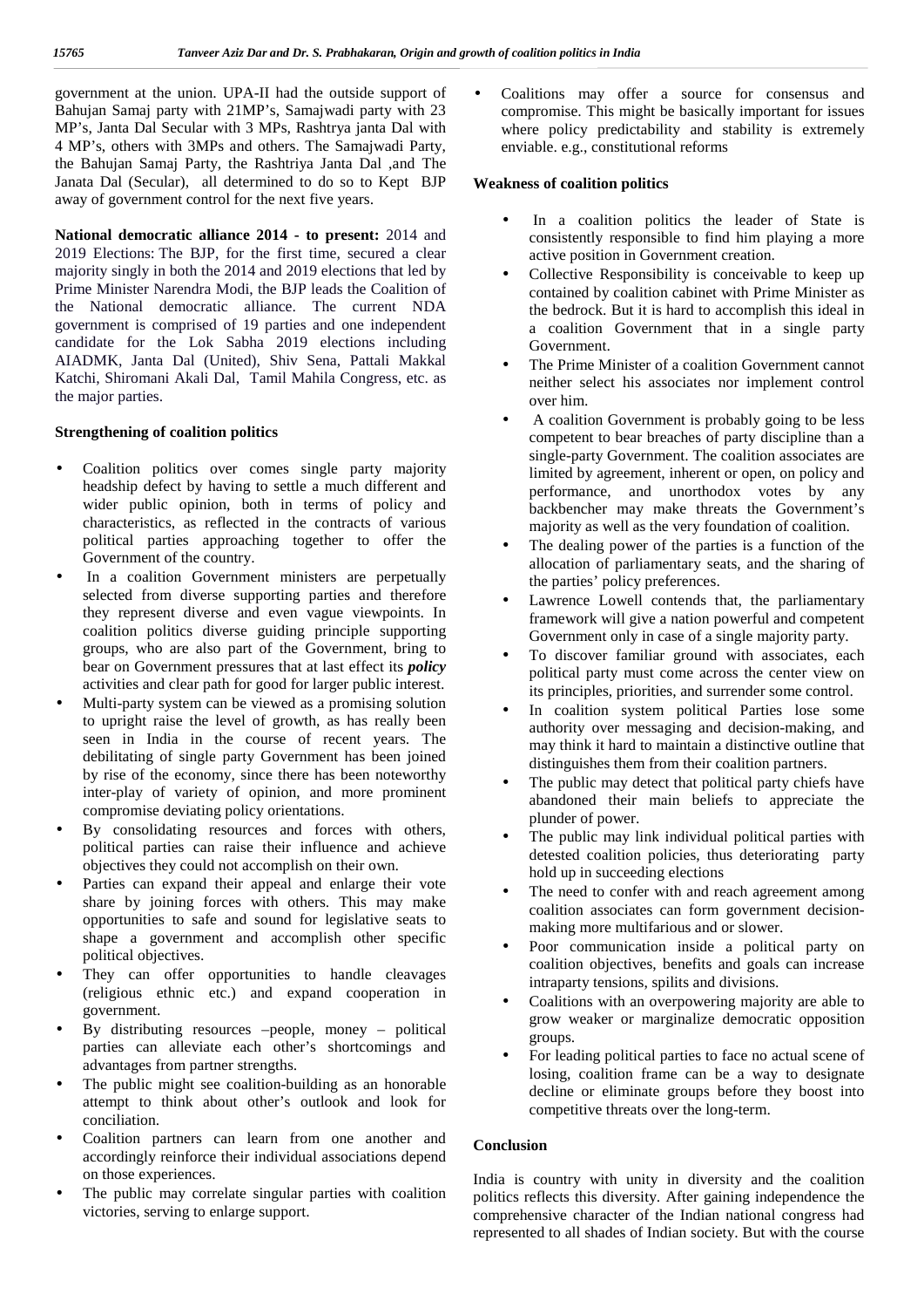government at the union. UPA-II had the outside support of Bahujan Samaj party with 21MP's, Samajwadi party with 23 MP's, Janta Dal Secular with 3 MPs, Rashtrya janta Dal with 4 MP's, others with 3MPs and others. The Samajwadi Party, the Bahujan Samaj Party, the Rashtriya Janta Dal ,and The Janata Dal (Secular), all determined to do so to Kept BJP away of government control for the next five years.

**National democratic alliance 2014 - to present:** 2014 and 2019 Elections: The BJP, for the first time, secured a clear majority singly in both the 2014 and 2019 elections that led by Prime Minister Narendra Modi, the BJP leads the Coalition of the National democratic alliance. The current NDA government is comprised of 19 parties and one independent candidate for the Lok Sabha 2019 elections including AIADMK, Janta Dal (United), Shiv Sena, Pattali Makkal Katchi, Shiromani Akali Dal, Tamil Mahila Congress, etc. as the major parties.

**Strengthening of coalition politics**

- Coalition politics over comes single party majority headship defect by having to settle a much different and wider public opinion, both in terms of policy and characteristics, as reflected in the contracts of various political parties approaching together to offer the Government of the country.
- In a coalition Government ministers are perpetually selected from diverse supporting parties and therefore they represent diverse and even vague viewpoints. In coalition politics diverse guiding principle supporting groups, who are also part of the Government, bring to bear on Government pressures that at last effect its ***policy*** activities and clear path for good for larger public interest.
- Multi-party system can be viewed as a promising solution to upright raise the level of growth, as has really been seen in India in the course of recent years. The debilitating of single party Government has been joined by rise of the economy, since there has been noteworthy inter-play of variety of opinion, and more prominent compromise deviating policy orientations.
- By consolidating resources and forces with others, political parties can raise their influence and achieve objectives they could not accomplish on their own.
- Parties can expand their appeal and enlarge their vote share by joining forces with others. This may make opportunities to safe and sound for legislative seats to shape a government and accomplish other specific political objectives.
- They can offer opportunities to handle cleavages (religious ethnic etc.) and expand cooperation in government.
- By distributing resources –people, money – political parties can alleviate each other's shortcomings and advantages from partner strengths.
- The public might see coalition-building as an honorable attempt to think about other's outlook and look for conciliation.
- Coalition partners can learn from one another and accordingly reinforce their individual associations depend on those experiences.
- The public may correlate singular parties with coalition victories, serving to enlarge support.
- Coalitions may offer a source for consensus and compromise. This might be basically important for issues where policy predictability and stability is extremely enviable. e.g., constitutional reforms

**Weakness of coalition politics**

- In a coalition politics the leader of State is consistently responsible to find him playing a more active position in Government creation.
- Collective Responsibility is conceivable to keep up contained by coalition cabinet with Prime Minister as the bedrock. But it is hard to accomplish this ideal in a coalition Government that in a single party Government.
- The Prime Minister of a coalition Government cannot neither select his associates nor implement control over him.
- A coalition Government is probably going to be less competent to bear breaches of party discipline than a single-party Government. The coalition associates are limited by agreement, inherent or open, on policy and performance, and unorthodox votes by any backbencher may make threats the Government's majority as well as the very foundation of coalition.
- The dealing power of the parties is a function of the allocation of parliamentary seats, and the sharing of the parties' policy preferences.
- Lawrence Lowell contends that, the parliamentary framework will give a nation powerful and competent Government only in case of a single majority party.
- To discover familiar ground with associates, each political party must come across the center view on its principles, priorities, and surrender some control.
- In coalition system political Parties lose some authority over messaging and decision-making, and may think it hard to maintain a distinctive outline that distinguishes them from their coalition partners.
- The public may detect that political party chiefs have abandoned their main beliefs to appreciate the plunder of power.
- The public may link individual political parties with detested coalition policies, thus deteriorating party hold up in succeeding elections
- The need to confer with and reach agreement among coalition associates can form government decision-making more multifarious and or slower.
- Poor communication inside a political party on coalition objectives, benefits and goals can increase intraparty tensions, spilits and divisions.
- Coalitions with an overpowering majority are able to grow weaker or marginalize democratic opposition groups.
- For leading political parties to face no actual scene of losing, coalition frame can be a way to designate decline or eliminate groups before they boost into competitive threats over the long-term.

**Conclusion**

India is country with unity in diversity and the coalition politics reflects this diversity. After gaining independence the comprehensive character of the Indian national congress had represented to all shades of Indian society. But with the course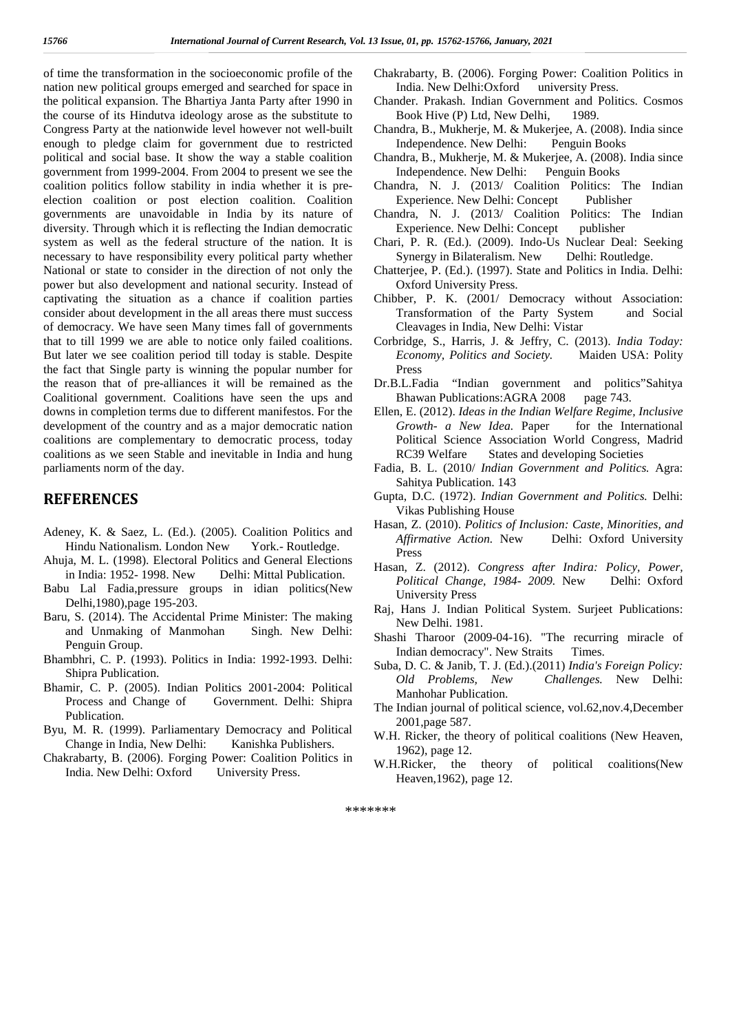of time the transformation in the socioeconomic profile of the nation new political groups emerged and searched for space in the political expansion. The Bhartiya Janta Party after 1990 in the course of its Hindutva ideology arose as the substitute to Congress Party at the nationwide level however not well-built enough to pledge claim for government due to restricted political and social base. It show the way a stable coalition government from 1999-2004. From 2004 to present we see the coalition politics follow stability in india whether it is pre-election coalition or post election coalition. Coalition governments are unavoidable in India by its nature of diversity. Through which it is reflecting the Indian democratic system as well as the federal structure of the nation. It is necessary to have responsibility every political party whether National or state to consider in the direction of not only the power but also development and national security. Instead of captivating the situation as a chance if coalition parties consider about development in the all areas there must success of democracy. We have seen Many times fall of governments that to till 1999 we are able to notice only failed coalitions. But later we see coalition period till today is stable. Despite the fact that Single party is winning the popular number for the reason that of pre-alliances it will be remained as the Coalitional government. Coalitions have seen the ups and downs in completion terms due to different manifestos. For the development of the country and as a major democratic nation coalitions are complementary to democratic process, today coalitions as we seen Stable and inevitable in India and hung parliaments norm of the day.

## REFERENCES

- Adeney, K. & Saez, L. (Ed.). (2005). Coalition Politics and Hindu Nationalism. London New York.- Routledge.
- Ahuja, M. L. (1998). Electoral Politics and General Elections in India: 1952- 1998. New Delhi: Mittal Publication.
- Babu Lal Fadia,pressure groups in idian politics(New Delhi,1980),page 195-203.
- Baru, S. (2014). The Accidental Prime Minister: The making and Unmaking of Manmohan Singh. New Delhi: Penguin Group.
- Bhambhri, C. P. (1993). Politics in India: 1992-1993. Delhi: Shipra Publication.
- Bhamir, C. P. (2005). Indian Politics 2001-2004: Political Process and Change of Government. Delhi: Shipra Publication.
- Byu, M. R. (1999). Parliamentary Democracy and Political Change in India, New Delhi: Kanishka Publishers.
- Chakrabarty, B. (2006). Forging Power: Coalition Politics in India. New Delhi: Oxford University Press.
- Chakrabarty, B. (2006). Forging Power: Coalition Politics in India. New Delhi:Oxford university Press.
- Chander. Prakash. Indian Government and Politics. Cosmos Book Hive (P) Ltd, New Delhi, 1989.
- Chandra, B., Mukherje, M. & Mukerjee, A. (2008). India since Independence. New Delhi: Penguin Books
- Chandra, B., Mukherje, M. & Mukerjee, A. (2008). India since Independence. New Delhi: Penguin Books
- Chandra, N. J. (2013/ Coalition Politics: The Indian Experience. New Delhi: Concept Publisher
- Chandra, N. J. (2013/ Coalition Politics: The Indian Experience. New Delhi: Concept publisher
- Chari, P. R. (Ed.). (2009). Indo-Us Nuclear Deal: Seeking Synergy in Bilateralism. New Delhi: Routledge.
- Chatterjee, P. (Ed.). (1997). State and Politics in India. Delhi: Oxford University Press.
- Chibber, P. K. (2001/ Democracy without Association: Transformation of the Party System and Social Cleavages in India, New Delhi: Vistar
- Corbridge, S., Harris, J. & Jeffry, C. (2013). *India Today: Economy, Politics and Society.* Maiden USA: Polity Press
- Dr.B.L.Fadia "Indian government and politics"Sahitya Bhawan Publications:AGRA 2008 page 743.
- Ellen, E. (2012). *Ideas in the Indian Welfare Regime, Inclusive Growth- a New Idea.* Paper for the International Political Science Association World Congress, Madrid RC39 Welfare States and developing Societies
- Fadia, B. L. (2010/ *Indian Government and Politics.* Agra: Sahitya Publication. 143
- Gupta, D.C. (1972). *Indian Government and Politics.* Delhi: Vikas Publishing House
- Hasan, Z. (2010). *Politics of Inclusion: Caste, Minorities, and Affirmative Action.* New Delhi: Oxford University Press
- Hasan, Z. (2012). *Congress after Indira: Policy, Power, Political Change, 1984- 2009.* New Delhi: Oxford University Press
- Raj, Hans J. Indian Political System. Surjeet Publications: New Delhi. 1981.
- Shashi Tharoor (2009-04-16). "The recurring miracle of Indian democracy". New Straits Times.
- Suba, D. C. & Janib, T. J. (Ed.).(2011) *India's Foreign Policy: Old Problems, New Challenges.* New Delhi: Manhohar Publication.
- The Indian journal of political science, vol.62,nov.4,December 2001,page 587.
- W.H. Ricker, the theory of political coalitions (New Heaven, 1962), page 12.
- W.H.Ricker, the theory of political coalitions(New Heaven,1962), page 12.

*******